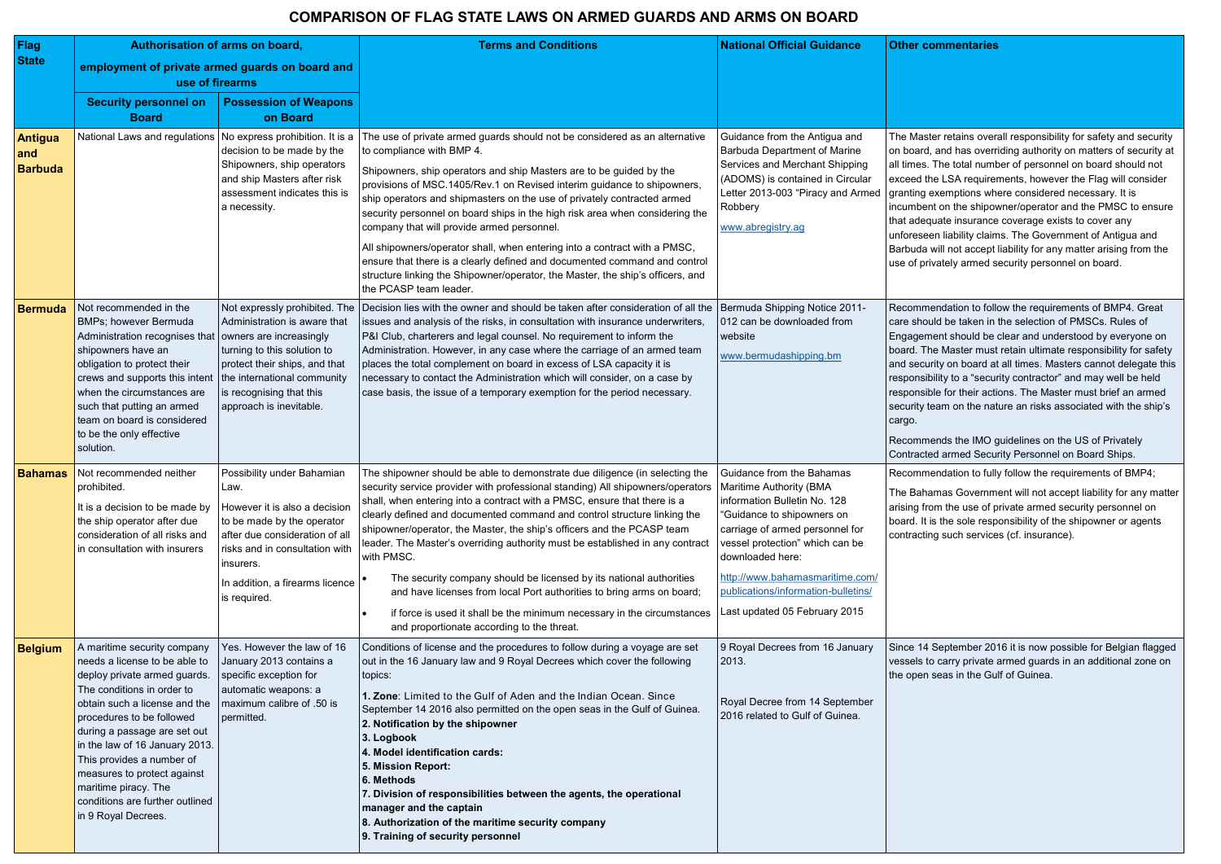# COMPARISON OF FLAG STATE LAWS ON ARMED GUARDS AND ARMS ON BOARD

| Flag State | Authorisation of arms on board, employment of private armed guards on board and use of firearms | | Terms and Conditions | National Official Guidance | Other commentaries |
|---|---|---|---|---|---|
| | Security personnel on Board | Possession of Weapons on Board | | | |
| **Antigua and Barbuda** | National Laws and regulations | No express prohibition. It is a decision to be made by the Shipowners, ship operators and ship Masters after risk assessment indicates this is a necessity. | The use of private armed guards should not be considered as an alternative to compliance with BMP 4.<br><br>Shipowners, ship operators and ship Masters are to be guided by the provisions of MSC.1405/Rev.1 on Revised interim guidance to shipowners, ship operators and shipmasters on the use of privately contracted armed security personnel on board ships in the high risk area when considering the company that will provide armed personnel.<br><br>All shipowners/operator shall, when entering into a contract with a PMSC, ensure that there is a clearly defined and documented command and control structure linking the Shipowner/operator, the Master, the ship's officers, and the PCASP team leader. | Guidance from the Antigua and Barbuda Department of Marine Services and Merchant Shipping (ADOMS) is contained in Circular Letter 2013-003 "Piracy and Armed Robbery<br><br>www.abregistry.ag | The Master retains overall responsibility for safety and security on board, and has overriding authority on matters of security at all times. The total number of personnel on board should not exceed the LSA requirements, however the Flag will consider granting exemptions where considered necessary. It is incumbent on the shipowner/operator and the PMSC to ensure that adequate insurance coverage exists to cover any unforeseen liability claims. The Government of Antigua and Barbuda will not accept liability for any matter arising from the use of privately armed security personnel on board. |
| **Bermuda** | Not recommended in the BMPs; however Bermuda Administration recognises that shipowners have an obligation to protect their crews and supports this intent when the circumstances are such that putting an armed team on board is considered to be the only effective solution. | Not expressly prohibited. The Administration is aware that owners are increasingly turning to this solution to protect their ships, and that the international community is recognising that this approach is inevitable. | Decision lies with the owner and should be taken after consideration of all the issues and analysis of the risks, in consultation with insurance underwriters, P&I Club, charterers and legal counsel. No requirement to inform the Administration. However, in any case where the carriage of an armed team places the total complement on board in excess of LSA capacity it is necessary to contact the Administration which will consider, on a case by case basis, the issue of a temporary exemption for the period necessary. | Bermuda Shipping Notice 2011-012 can be downloaded from website<br><br>www.bermudashipping.bm | Recommendation to follow the requirements of BMP4. Great care should be taken in the selection of PMSCs. Rules of Engagement should be clear and understood by everyone on board. The Master must retain ultimate responsibility for safety and security on board at all times. Masters cannot delegate this responsibility to a "security contractor" and may well be held responsible for their actions. The Master must brief an armed security team on the nature an risks associated with the ship's cargo.<br><br>Recommends the IMO guidelines on the US of Privately Contracted armed Security Personnel on Board Ships. |
| **Bahamas** | Not recommended neither prohibited.<br><br>It is a decision to be made by the ship operator after due consideration of all risks and in consultation with insurers | Possibility under Bahamian Law.<br><br>However it is also a decision to be made by the operator after due consideration of all risks and in consultation with insurers.<br><br>In addition, a firearms licence is required. | The shipowner should be able to demonstrate due diligence (in selecting the security service provider with professional standing) All shipowners/operators shall, when entering into a contract with a PMSC, ensure that there is a clearly defined and documented command and control structure linking the shipowner/operator, the Master, the ship's officers and the PCASP team leader. The Master's overriding authority must be established in any contract with PMSC.<br><br>• The security company should be licensed by its national authorities and have licenses from local Port authorities to bring arms on board;<br>• if force is used it shall be the minimum necessary in the circumstances and proportionate according to the threat. | Guidance from the Bahamas Maritime Authority (BMA information Bulletin No. 128 "Guidance to shipowners on carriage of armed personnel for vessel protection" which can be downloaded here:<br><br>http://www.bahamasmaritime.com/publications/information-bulletins/<br><br>Last updated 05 February 2015 | Recommendation to fully follow the requirements of BMP4;<br><br>The Bahamas Government will not accept liability for any matter arising from the use of private armed security personnel on board. It is the sole responsibility of the shipowner or agents contracting such services (cf. insurance). |
| **Belgium** | A maritime security company needs a license to be able to deploy private armed guards. The conditions in order to obtain such a license and the procedures to be followed during a passage are set out in the law of 16 January 2013. This provides a number of measures to protect against maritime piracy. The conditions are further outlined in 9 Royal Decrees. | Yes. However the law of 16 January 2013 contains a specific exception for automatic weapons: a maximum calibre of .50 is permitted. | Conditions of license and the procedures to follow during a voyage are set out in the 16 January law and 9 Royal Decrees which cover the following topics:<br><br>**1. Zone**: Limited to the Gulf of Aden and the Indian Ocean. Since September 14 2016 also permitted on the open seas in the Gulf of Guinea.<br>**2. Notification by the shipowner**<br>**3. Logbook**<br>**4. Model identification cards:**<br>**5. Mission Report:**<br>**6. Methods**<br>**7. Division of responsibilities between the agents, the operational manager and the captain**<br>**8. Authorization of the maritime security company**<br>**9. Training of security personnel** | 9 Royal Decrees from 16 January 2013.<br><br>Royal Decree from 14 September 2016 related to Gulf of Guinea. | Since 14 September 2016 it is now possible for Belgian flagged vessels to carry private armed guards in an additional zone on the open seas in the Gulf of Guinea. |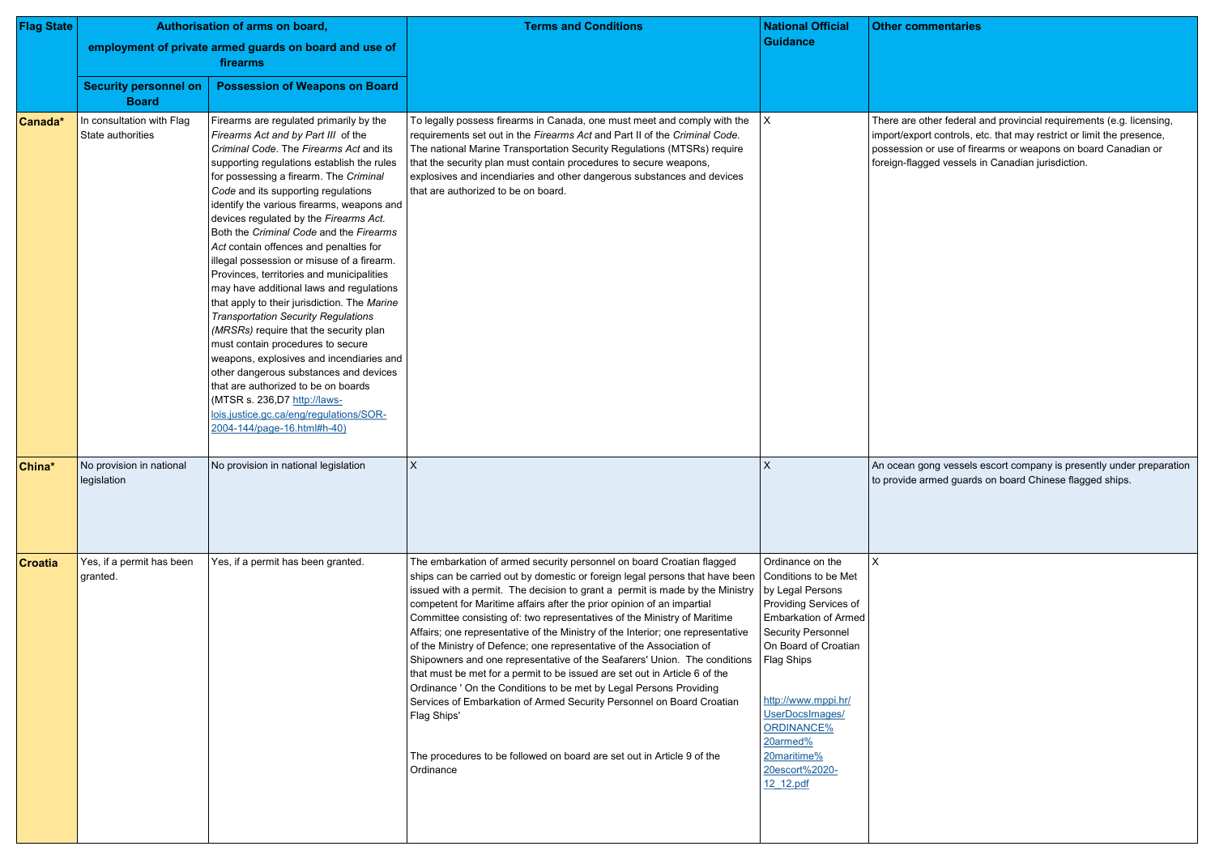| Flag State | Authorisation of arms on board, employment of private armed guards on board and use of firearms | | Terms and Conditions | National Official Guidance | Other commentaries |
|---|---|---|---|---|---|
| | Security personnel on Board | Possession of Weapons on Board | | | |
| **Canada*** | In consultation with Flag State authorities | Firearms are regulated primarily by the *Firearms Act and by Part III* of the *Criminal Code*. The *Firearms Act* and its supporting regulations establish the rules for possessing a firearm. The *Criminal Code* and its supporting regulations identify the various firearms, weapons and devices regulated by the *Firearms Act*. Both the *Criminal Code* and the *Firearms Act* contain offences and penalties for illegal possession or misuse of a firearm. Provinces, territories and municipalities may have additional laws and regulations that apply to their jurisdiction. The *Marine Transportation Security Regulations (MRSRs)* require that the security plan must contain procedures to secure weapons, explosives and incendiaries and other dangerous substances and devices that are authorized to be on boards (MTSR s. 236,D7 http://laws-lois.justice.gc.ca/eng/regulations/SOR-2004-144/page-16.html#h-40) | To legally possess firearms in Canada, one must meet and comply with the requirements set out in the *Firearms Act* and Part II of the *Criminal Code*. The national Marine Transportation Security Regulations (MTSRs) require that the security plan must contain procedures to secure weapons, explosives and incendiaries and other dangerous substances and devices that are authorized to be on board. | X | There are other federal and provincial requirements (e.g. licensing, import/export controls, etc. that may restrict or limit the presence, possession or use of firearms or weapons on board Canadian or foreign-flagged vessels in Canadian jurisdiction. |
| **China*** | No provision in national legislation | No provision in national legislation | X | X | An ocean gong vessels escort company is presently under preparation to provide armed guards on board Chinese flagged ships. |
| **Croatia** | Yes, if a permit has been granted. | Yes, if a permit has been granted. | The embarkation of armed security personnel on board Croatian flagged ships can be carried out by domestic or foreign legal persons that have been issued with a permit. The decision to grant a permit is made by the Ministry competent for Maritime affairs after the prior opinion of an impartial Committee consisting of: two representatives of the Ministry of Maritime Affairs; one representative of the Ministry of the Interior; one representative of the Ministry of Defence; one representative of the Association of Shipowners and one representative of the Seafarers' Union. The conditions that must be met for a permit to be issued are set out in Article 6 of the Ordinance ' On the Conditions to be met by Legal Persons Providing Services of Embarkation of Armed Security Personnel on Board Croatian Flag Ships'<br><br>The procedures to be followed on board are set out in Article 9 of the Ordinance | Ordinance on the Conditions to be Met by Legal Persons Providing Services of Embarkation of Armed Security Personnel On Board of Croatian Flag Ships<br><br>http://www.mppi.hr/UserDocsImages/ORDINANCE%20armed%20maritime%20escort%2020-12_12.pdf | X |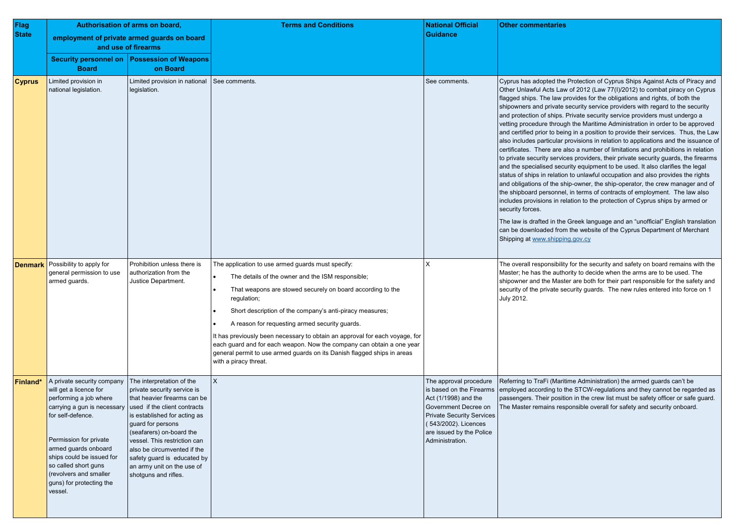| Flag State | Authorisation of arms on board, employment of private armed guards on board and use of firearms | | Terms and Conditions | National Official Guidance | Other commentaries |
|---|---|---|---|---|---|
| | Security personnel on Board | Possession of Weapons on Board | | | |
| **Cyprus** | Limited provision in national legislation. | Limited provision in national legislation. | See comments. | See comments. | Cyprus has adopted the Protection of Cyprus Ships Against Acts of Piracy and Other Unlawful Acts Law of 2012 (Law 77(I)/2012) to combat piracy on Cyprus flagged ships. The law provides for the obligations and rights, of both the shipowners and private security service providers with regard to the security and protection of ships. Private security service providers must undergo a vetting procedure through the Maritime Administration in order to be approved and certified prior to being in a position to provide their services. Thus, the Law also includes particular provisions in relation to applications and the issuance of certificates. There are also a number of limitations and prohibitions in relation to private security services providers, their private security guards, the firearms and the specialised security equipment to be used. It also clarifies the legal status of ships in relation to unlawful occupation and also provides the rights and obligations of the ship-owner, the ship-operator, the crew manager and of the shipboard personnel, in terms of contracts of employment. The law also includes provisions in relation to the protection of Cyprus ships by armed or security forces.<br><br>The law is drafted in the Greek language and an "unofficial" English translation can be downloaded from the website of the Cyprus Department of Merchant Shipping at www.shipping.gov.cy |
| **Denmark** | Possibility to apply for general permission to use armed guards. | Prohibition unless there is authorization from the Justice Department. | The application to use armed guards must specify:<br>• The details of the owner and the ISM responsible;<br>• That weapons are stowed securely on board according to the regulation;<br>• Short description of the company's anti-piracy measures;<br>• A reason for requesting armed security guards.<br><br>It has previously been necessary to obtain an approval for each voyage, for each guard and for each weapon. Now the company can obtain a one year general permit to use armed guards on its Danish flagged ships in areas with a piracy threat. | X | The overall responsibility for the security and safety on board remains with the Master; he has the authority to decide when the arms are to be used. The shipowner and the Master are both for their part responsible for the safety and security of the private security guards. The new rules entered into force on 1 July 2012. |
| **Finland*** | A private security company will get a licence for performing a job where carrying a gun is necessary for self-defence.<br><br>Permission for private armed guards onboard ships could be issued for so called short guns (revolvers and smaller guns) for protecting the vessel. | The interpretation of the private security service is that heavier firearms can be used if the client contracts is established for acting as guard for persons (seafarers) on-board the vessel. This restriction can also be circumvented if the safety guard is educated by an army unit on the use of shotguns and rifles. | X | The approval procedure is based on the Firearms Act (1/1998) and the Government Decree on Private Security Services ( 543/2002). Licences are issued by the Police Administration. | Referring to TraFi (Maritime Administration) the armed guards can't be employed according to the STCW-regulations and they cannot be regarded as passengers. Their position in the crew list must be safety officer or safe guard. The Master remains responsible overall for safety and security onboard. |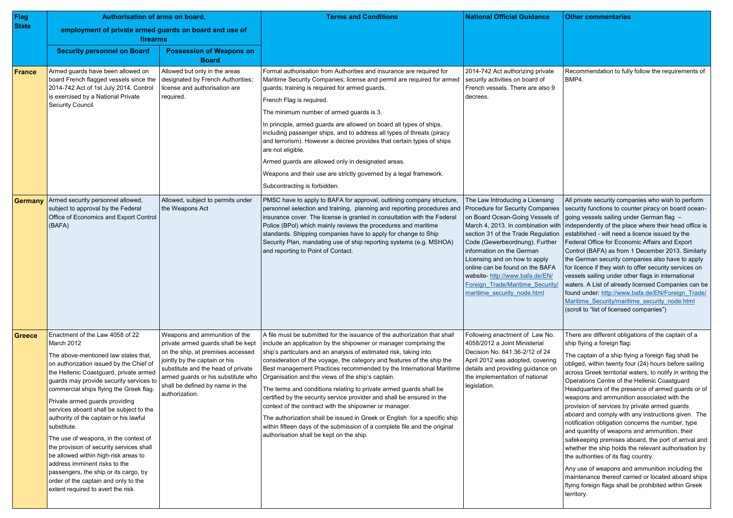| Flag State | Authorisation of arms on board, employment of private armed guards on board and use of firearms | | Terms and Conditions | National Official Guidance | Other commentaries |
|---|---|---|---|---|---|
| | Security personnel on Board | Possession of Weapons on Board | | | |
| **France** | Armed guards have been allowed on board French flagged vessels since the 2014-742 Act of 1st July 2014. Control is exercised by a National Private Security Council. | Allowed but only in the areas designated by French Authorities; license and authorisation are required. | Formal authorisation from Authorities and insurance are required for Maritime Security Companies; license and permit are required for armed guards; training is required for armed guards.<br><br>French Flag is required.<br><br>The minimum number of armed guards is 3.<br><br>In principle, armed guards are allowed on board all types of ships, including passenger ships, and to address all types of threats (piracy and terrorism). However a decree provides that certain types of ships are not eligible.<br><br>Armed guards are allowed only in designated areas.<br><br>Weapons and their use are strictly governed by a legal framework.<br><br>Subcontracting is forbidden. | 2014-742 Act authorizing private security activities on board of French vessels. There are also 9 decrees. | Recommendation to fully follow the requirements of BMP4. |
| **Germany** | Armed security personnel allowed, subject to approval by the Federal Office of Economics and Export Control (BAFA) | Allowed, subject to permits under the Weapons Act | PMSC have to apply to BAFA for approval, outlining company structure, personnel selection and training, planning and reporting procedures and insurance cover. The license is granted in consultation with the Federal Police (BPol) which mainly reviews the procedures and maritime standards. Shipping companies have to apply for change to Ship Security Plan, mandating use of ship reporting systems (e.g. MSHOA) and reporting to Point of Contact. | The Law Introducing a Licensing Procedure for Security Companies on Board Ocean-Going Vessels of March 4, 2013. In combination with section 31 of the Trade Regulation Code (Gewerbeordnung). Further information on the German Licensing and on how to apply online can be found on the BAFA website- http://www.bafa.de/EN/Foreign_Trade/Maritime_Security/maritime_security_node.html | All private security companies who wish to perform security functions to counter piracy on board ocean-going vessels sailing under German flag – independently of the place where their head office is established - will need a licence issued by the Federal Office for Economic Affairs and Export Control (BAFA) as from 1 December 2013. Similarly the German security companies also have to apply for licence if they wish to offer security services on vessels sailing under other flags in international waters. A List of already licensed Companies can be found under: http://www.bafa.de/EN/Foreign_Trade/Maritime_Security/maritime_security_node.html (scroll to "list of licensed companies") |
| **Greece** | Enactment of the Law 4058 of 22 March 2012<br><br>The above-mentioned law states that, on authorization issued by the Chief of the Hellenic Coastguard, private armed guards may provide security services to commercial ships flying the Greek flag.<br><br>Private armed guards providing services aboard shall be subject to the authority of the captain or his lawful substitute.<br><br>The use of weapons, in the context of the provision of security services shall be allowed within high-risk areas to address imminent risks to the passengers, the ship or its cargo, by order of the captain and only to the extent required to avert the risk. | Weapons and ammunition of the private armed guards shall be kept on the ship, at premises accessed jointly by the captain or his substitute and the head of private armed guards or his substitute who shall be defined by name in the authorization. | A file must be submitted for the issuance of the authorization that shall include an application by the shipowner or manager comprising the ship's particulars and an analysis of estimated risk, taking into consideration of the voyage, the category and features of the ship the Best management Practices recommended by the International Maritime Organisation and the views of the ship's captain.<br><br>The terms and conditions relating to private armed guards shall be certified by the security service provider and shall be ensured in the context of the contract with the shipowner or manager.<br><br>The authorization shall be issued in Greek or English for a specific ship within fifteen days of the submission of a complete file and the original authorisation shall be kept on the ship. | Following enactment of Law No. 4058/2012 a Joint Ministerial Decision No. 641.36-2/12 of 24 April 2012 was adopted, covering details and providing guidance on the implementation of national legislation. | There are different obligations of the captain of a ship flying a foreign flag:<br><br>The captain of a ship flying a foreign flag shall be obliged, within twenty four (24) hours before sailing across Greek territorial waters, to notify in writing the Operations Centre of the Hellenic Coastguard Headquarters of the presence of armed guards or of weapons and ammunition associated with the provision of services by private armed guards aboard and comply with any instructions given. The notification obligation concerns the number, type and quantity of weapons and ammunition, their safekeeping premises aboard, the port of arrival and whether the ship holds the relevant authorisation by the authorities of its flag country.<br><br>Any use of weapons and ammunition including the maintenance thereof carried or located aboard ships flying foreign flags shall be prohibited within Greek territory. |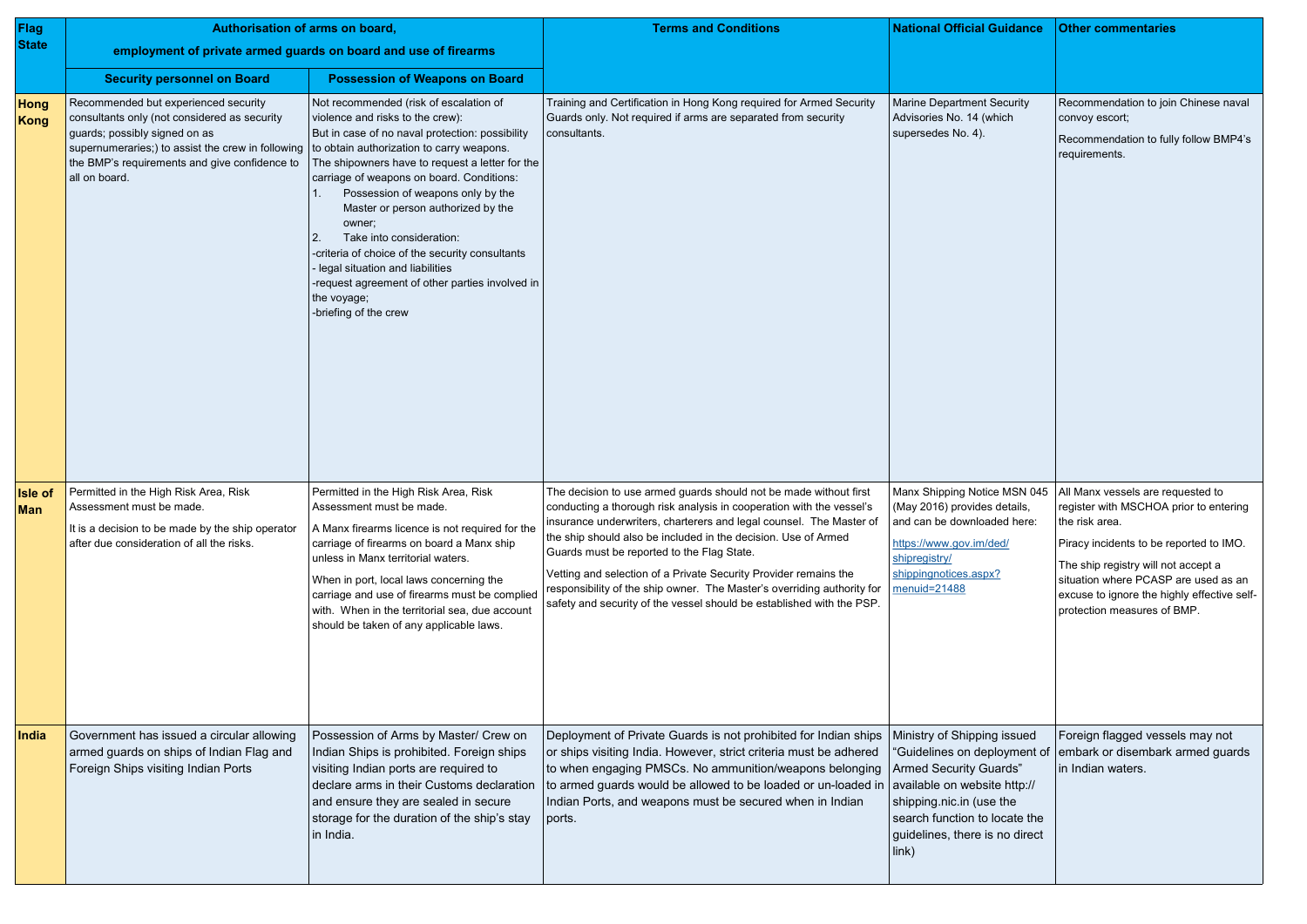| Flag State | Authorisation of arms on board, employment of private armed guards on board and use of firearms | | Terms and Conditions | National Official Guidance | Other commentaries |
|---|---|---|---|---|---|
| | Security personnel on Board | Possession of Weapons on Board | | | |
| **Hong Kong** | Recommended but experienced security consultants only (not considered as security guards; possibly signed on as supernumeraries;) to assist the crew in following the BMP's requirements and give confidence to all on board. | Not recommended (risk of escalation of violence and risks to the crew):<br>But in case of no naval protection: possibility to obtain authorization to carry weapons.<br>The shipowners have to request a letter for the carriage of weapons on board. Conditions:<br>1. Possession of weapons only by the Master or person authorized by the owner;<br>2. Take into consideration:<br>-criteria of choice of the security consultants<br>- legal situation and liabilities<br>-request agreement of other parties involved in the voyage;<br>-briefing of the crew | Training and Certification in Hong Kong required for Armed Security Guards only. Not required if arms are separated from security consultants. | Marine Department Security Advisories No. 14 (which supersedes No. 4). | Recommendation to join Chinese naval convoy escort;<br>Recommendation to fully follow BMP4's requirements. |
| **Isle of Man** | Permitted in the High Risk Area, Risk Assessment must be made.<br>It is a decision to be made by the ship operator after due consideration of all the risks. | Permitted in the High Risk Area, Risk Assessment must be made.<br>A Manx firearms licence is not required for the carriage of firearms on board a Manx ship unless in Manx territorial waters.<br>When in port, local laws concerning the carriage and use of firearms must be complied with. When in the territorial sea, due account should be taken of any applicable laws. | The decision to use armed guards should not be made without first conducting a thorough risk analysis in cooperation with the vessel's insurance underwriters, charterers and legal counsel. The Master of the ship should also be included in the decision. Use of Armed Guards must be reported to the Flag State.<br>Vetting and selection of a Private Security Provider remains the responsibility of the ship owner. The Master's overriding authority for safety and security of the vessel should be established with the PSP. | Manx Shipping Notice MSN 045 (May 2016) provides details, and can be downloaded here:<br>https://www.gov.im/ded/shipregistry/shippingnotices.aspx?menuid=21488 | All Manx vessels are requested to register with MSCHOA prior to entering the risk area.<br>Piracy incidents to be reported to IMO.<br>The ship registry will not accept a situation where PCASP are used as an excuse to ignore the highly effective self-protection measures of BMP. |
| **India** | Government has issued a circular allowing armed guards on ships of Indian Flag and Foreign Ships visiting Indian Ports | Possession of Arms by Master/ Crew on Indian Ships is prohibited. Foreign ships visiting Indian ports are required to declare arms in their Customs declaration and ensure they are sealed in secure storage for the duration of the ship's stay in India. | Deployment of Private Guards is not prohibited for Indian ships or ships visiting India. However, strict criteria must be adhered to when engaging PMSCs. No ammunition/weapons belonging to armed guards would be allowed to be loaded or un-loaded in Indian Ports, and weapons must be secured when in Indian ports. | Ministry of Shipping issued "Guidelines on deployment of Armed Security Guards" available on website http://shipping.nic.in (use the search function to locate the guidelines, there is no direct link) | Foreign flagged vessels may not embark or disembark armed guards in Indian waters. |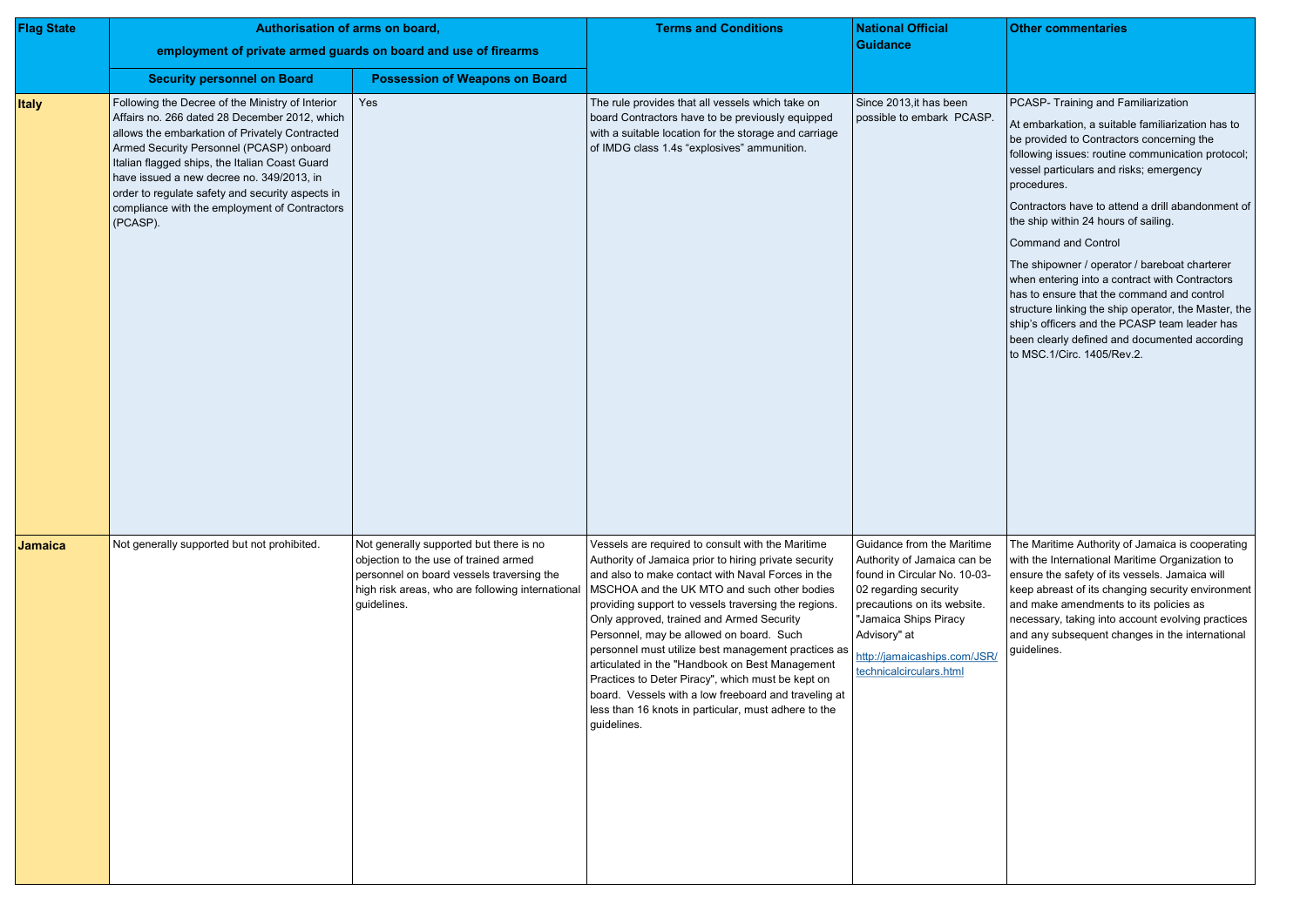| Flag State | Authorisation of arms on board, employment of private armed guards on board and use of firearms | | Terms and Conditions | National Official Guidance | Other commentaries |
|---|---|---|---|---|---|
| | Security personnel on Board | Possession of Weapons on Board | | | |
| **Italy** | Following the Decree of the Ministry of Interior Affairs no. 266 dated 28 December 2012, which allows the embarkation of Privately Contracted Armed Security Personnel (PCASP) onboard Italian flagged ships, the Italian Coast Guard have issued a new decree no. 349/2013, in order to regulate safety and security aspects in compliance with the employment of Contractors (PCASP). | Yes | The rule provides that all vessels which take on board Contractors have to be previously equipped with a suitable location for the storage and carriage of IMDG class 1.4s "explosives" ammunition. | Since 2013,it has been possible to embark PCASP. | PCASP- Training and Familiarization<br><br>At embarkation, a suitable familiarization has to be provided to Contractors concerning the following issues: routine communication protocol; vessel particulars and risks; emergency procedures.<br><br>Contractors have to attend a drill abandonment of the ship within 24 hours of sailing.<br><br>Command and Control<br><br>The shipowner / operator / bareboat charterer when entering into a contract with Contractors has to ensure that the command and control structure linking the ship operator, the Master, the ship's officers and the PCASP team leader has been clearly defined and documented according to MSC.1/Circ. 1405/Rev.2. |
| **Jamaica** | Not generally supported but not prohibited. | Not generally supported but there is no objection to the use of trained armed personnel on board vessels traversing the high risk areas, who are following international guidelines. | Vessels are required to consult with the Maritime Authority of Jamaica prior to hiring private security and also to make contact with Naval Forces in the MSCHOA and the UK MTO and such other bodies providing support to vessels traversing the regions. Only approved, trained and Armed Security Personnel, may be allowed on board. Such personnel must utilize best management practices as articulated in the "Handbook on Best Management Practices to Deter Piracy", which must be kept on board. Vessels with a low freeboard and traveling at less than 16 knots in particular, must adhere to the guidelines. | Guidance from the Maritime Authority of Jamaica can be found in Circular No. 10-03-02 regarding security precautions on its website. "Jamaica Ships Piracy Advisory" at<br><br>http://jamaicaships.com/JSR/technicalcirculars.html | The Maritime Authority of Jamaica is cooperating with the International Maritime Organization to ensure the safety of its vessels. Jamaica will keep abreast of its changing security environment and make amendments to its policies as necessary, taking into account evolving practices and any subsequent changes in the international guidelines. |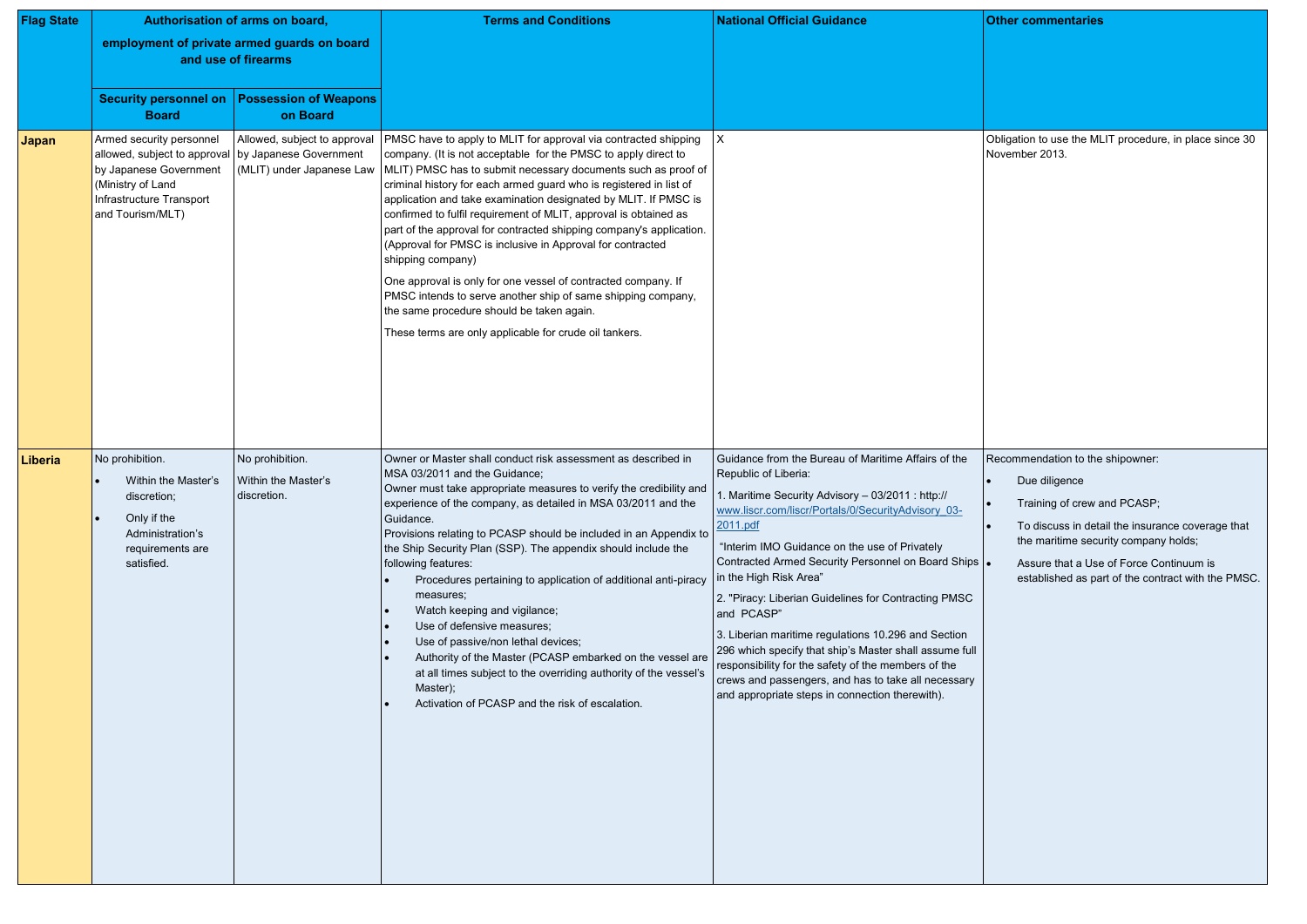| Flag State | Authorisation of arms on board, employment of private armed guards on board and use of firearms | | Terms and Conditions | National Official Guidance | Other commentaries |
|---|---|---|---|---|---|
| | Security personnel on Board | Possession of Weapons on Board | | | |
| **Japan** | Armed security personnel allowed, subject to approval by Japanese Government (Ministry of Land Infrastructure Transport and Tourism/MLT) | Allowed, subject to approval by Japanese Government (MLIT) under Japanese Law | PMSC have to apply to MLIT for approval via contracted shipping company. (It is not acceptable for the PMSC to apply direct to MLIT) PMSC has to submit necessary documents such as proof of criminal history for each armed guard who is registered in list of application and take examination designated by MLIT. If PMSC is confirmed to fulfil requirement of MLIT, approval is obtained as part of the approval for contracted shipping company's application. (Approval for PMSC is inclusive in Approval for contracted shipping company)<br><br>One approval is only for one vessel of contracted company. If PMSC intends to serve another ship of same shipping company, the same procedure should be taken again.<br><br>These terms are only applicable for crude oil tankers. | X | Obligation to use the MLIT procedure, in place since 30 November 2013. |
| **Liberia** | No prohibition.<br>• Within the Master's discretion;<br>• Only if the Administration's requirements are satisfied. | No prohibition.<br>Within the Master's discretion. | Owner or Master shall conduct risk assessment as described in MSA 03/2011 and the Guidance;<br>Owner must take appropriate measures to verify the credibility and experience of the company, as detailed in MSA 03/2011 and the Guidance.<br>Provisions relating to PCASP should be included in an Appendix to the Ship Security Plan (SSP). The appendix should include the following features:<br>• Procedures pertaining to application of additional anti-piracy measures;<br>• Watch keeping and vigilance;<br>• Use of defensive measures;<br>• Use of passive/non lethal devices;<br>• Authority of the Master (PCASP embarked on the vessel are at all times subject to the overriding authority of the vessel's Master);<br>• Activation of PCASP and the risk of escalation. | Guidance from the Bureau of Maritime Affairs of the Republic of Liberia:<br><br>1. Maritime Security Advisory – 03/2011 : http://www.liscr.com/liscr/Portals/0/SecurityAdvisory_03-2011.pdf<br><br>"Interim IMO Guidance on the use of Privately Contracted Armed Security Personnel on Board Ships in the High Risk Area"<br><br>2. "Piracy: Liberian Guidelines for Contracting PMSC and PCASP"<br><br>3. Liberian maritime regulations 10.296 and Section 296 which specify that ship's Master shall assume full responsibility for the safety of the members of the crews and passengers, and has to take all necessary and appropriate steps in connection therewith). | Recommendation to the shipowner:<br>• Due diligence<br>• Training of crew and PCASP;<br>• To discuss in detail the insurance coverage that the maritime security company holds;<br>• Assure that a Use of Force Continuum is established as part of the contract with the PMSC. |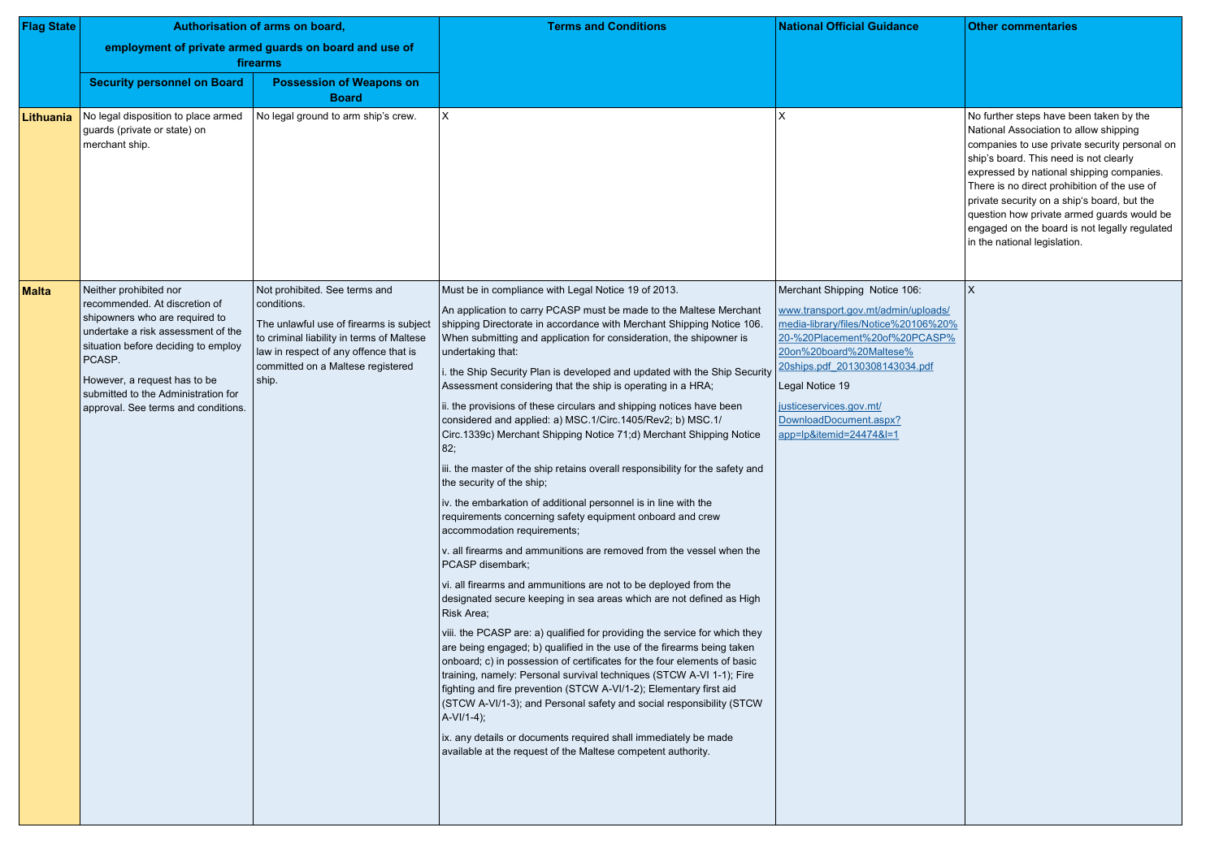| Flag State | Authorisation of arms on board, employment of private armed guards on board and use of firearms | | Terms and Conditions | National Official Guidance | Other commentaries |
|---|---|---|---|---|---|
| | Security personnel on Board | Possession of Weapons on Board | | | |
| **Lithuania** | No legal disposition to place armed guards (private or state) on merchant ship. | No legal ground to arm ship's crew. | X | X | No further steps have been taken by the National Association to allow shipping companies to use private security personal on ship's board. This need is not clearly expressed by national shipping companies. There is no direct prohibition of the use of private security on a ship's board, but the question how private armed guards would be engaged on the board is not legally regulated in the national legislation. |
| **Malta** | Neither prohibited nor recommended. At discretion of shipowners who are required to undertake a risk assessment of the situation before deciding to employ PCASP.<br><br>However, a request has to be submitted to the Administration for approval. See terms and conditions. | Not prohibited. See terms and conditions.<br><br>The unlawful use of firearms is subject to criminal liability in terms of Maltese law in respect of any offence that is committed on a Maltese registered ship. | Must be in compliance with Legal Notice 19 of 2013.<br><br>An application to carry PCASP must be made to the Maltese Merchant shipping Directorate in accordance with Merchant Shipping Notice 106. When submitting and application for consideration, the shipowner is undertaking that:<br><br>i. the Ship Security Plan is developed and updated with the Ship Security Assessment considering that the ship is operating in a HRA;<br><br>ii. the provisions of these circulars and shipping notices have been considered and applied: a) MSC.1/Circ.1405/Rev2; b) MSC.1/ Circ.1339c) Merchant Shipping Notice 71;d) Merchant Shipping Notice 82;<br><br>iii. the master of the ship retains overall responsibility for the safety and the security of the ship;<br><br>iv. the embarkation of additional personnel is in line with the requirements concerning safety equipment onboard and crew accommodation requirements;<br><br>v. all firearms and ammunitions are removed from the vessel when the PCASP disembark;<br><br>vi. all firearms and ammunitions are not to be deployed from the designated secure keeping in sea areas which are not defined as High Risk Area;<br><br>viii. the PCASP are: a) qualified for providing the service for which they are being engaged; b) qualified in the use of the firearms being taken onboard; c) in possession of certificates for the four elements of basic training, namely: Personal survival techniques (STCW A-VI 1-1); Fire fighting and fire prevention (STCW A-VI/1-2); Elementary first aid (STCW A-VI/1-3); and Personal safety and social responsibility (STCW A-VI/1-4);<br><br>ix. any details or documents required shall immediately be made available at the request of the Maltese competent authority. | Merchant Shipping Notice 106:<br><br>www.transport.gov.mt/admin/uploads/media-library/files/Notice%20106%20%20-%20Placement%20of%20PCASP%20on%20board%20Maltese%20ships.pdf_20130308143034.pdf<br><br>Legal Notice 19<br><br>justiceservices.gov.mt/DownloadDocument.aspx?app=lp&itemid=24474&l=1 | X |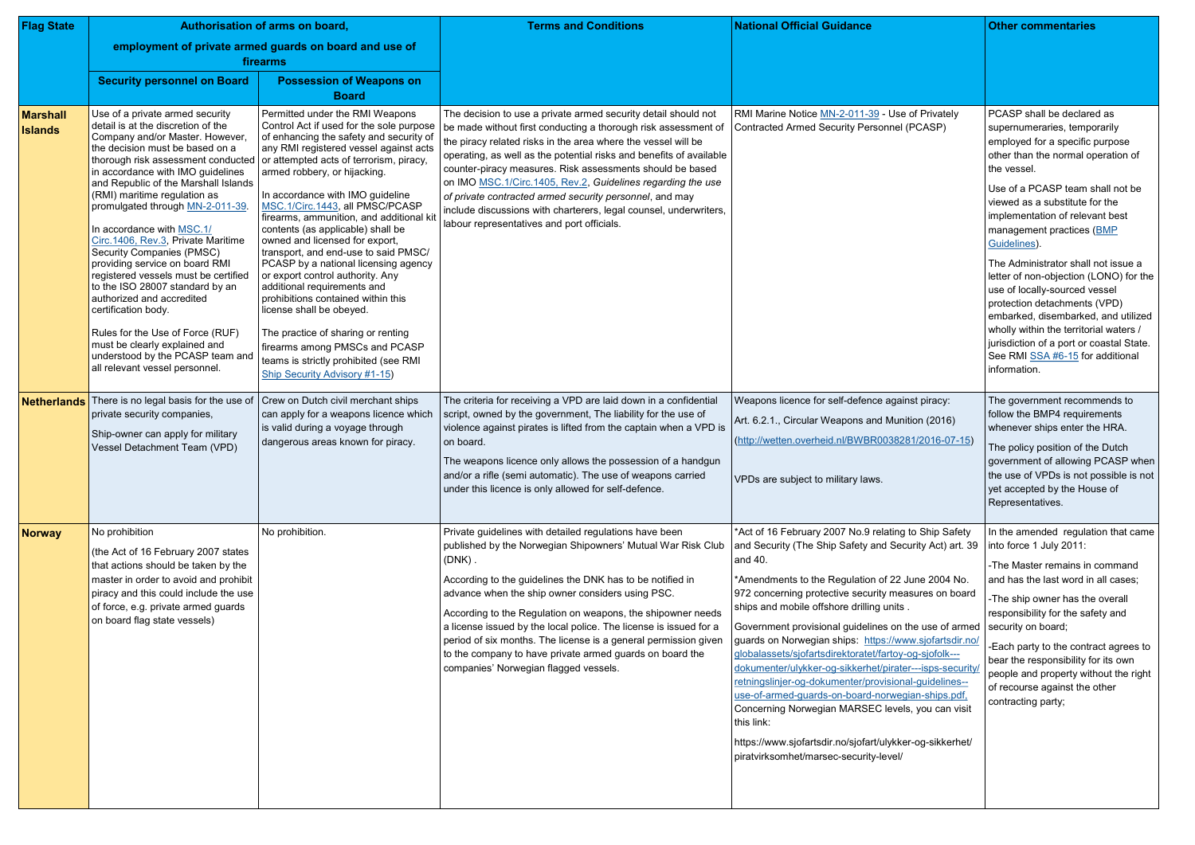| Flag State | Authorisation of arms on board, employment of private armed guards on board and use of firearms | | Terms and Conditions | National Official Guidance | Other commentaries |
|---|---|---|---|---|---|
| | Security personnel on Board | Possession of Weapons on Board | | | |
| **Marshall Islands** | Use of a private armed security detail is at the discretion of the Company and/or Master. However, the decision must be based on a thorough risk assessment conducted in accordance with IMO guidelines and Republic of the Marshall Islands (RMI) maritime regulation as promulgated through MN-2-011-39.<br><br>In accordance with MSC.1/Circ.1406, Rev.3, Private Maritime Security Companies (PMSC) providing service on board RMI registered vessels must be certified to the ISO 28007 standard by an authorized and accredited certification body.<br><br>Rules for the Use of Force (RUF) must be clearly explained and understood by the PCASP team and all relevant vessel personnel. | Permitted under the RMI Weapons Control Act if used for the sole purpose of enhancing the safety and security of any RMI registered vessel against acts or attempted acts of terrorism, piracy, armed robbery, or hijacking.<br><br>In accordance with IMO guideline MSC.1/Circ.1443, all PMSC/PCASP firearms, ammunition, and additional kit contents (as applicable) shall be owned and licensed for export, transport, and end-use to said PMSC/PCASP by a national licensing agency or export control authority. Any additional requirements and prohibitions contained within this license shall be obeyed.<br><br>The practice of sharing or renting firearms among PMSCs and PCASP teams is strictly prohibited (see RMI Ship Security Advisory #1-15) | The decision to use a private armed security detail should not be made without first conducting a thorough risk assessment of the piracy related risks in the area where the vessel will be operating, as well as the potential risks and benefits of available counter-piracy measures. Risk assessments should be based on IMO MSC.1/Circ.1405, Rev.2, *Guidelines regarding the use of private contracted armed security personnel*, and may include discussions with charterers, legal counsel, underwriters, labour representatives and port officials. | RMI Marine Notice MN-2-011-39 - Use of Privately Contracted Armed Security Personnel (PCASP) | PCASP shall be declared as supernumeraries, temporarily employed for a specific purpose other than the normal operation of the vessel.<br><br>Use of a PCASP team shall not be viewed as a substitute for the implementation of relevant best management practices (BMP Guidelines).<br><br>The Administrator shall not issue a letter of non-objection (LONO) for the use of locally-sourced vessel protection detachments (VPD) embarked, disembarked, and utilized wholly within the territorial waters / jurisdiction of a port or coastal State. See RMI SSA #6-15 for additional information. |
| **Netherlands** | There is no legal basis for the use of private security companies,<br><br>Ship-owner can apply for military Vessel Detachment Team (VPD) | Crew on Dutch civil merchant ships can apply for a weapons licence which is valid during a voyage through dangerous areas known for piracy. | The criteria for receiving a VPD are laid down in a confidential script, owned by the government, The liability for the use of violence against pirates is lifted from the captain when a VPD is on board.<br><br>The weapons licence only allows the possession of a handgun and/or a rifle (semi automatic). The use of weapons carried under this licence is only allowed for self-defence. | Weapons licence for self-defence against piracy:<br><br>Art. 6.2.1., Circular Weapons and Munition (2016)<br><br>(http://wetten.overheid.nl/BWBR0038281/2016-07-15)<br><br>VPDs are subject to military laws. | The government recommends to follow the BMP4 requirements whenever ships enter the HRA.<br><br>The policy position of the Dutch government of allowing PCASP when the use of VPDs is not possible is not yet accepted by the House of Representatives. |
| **Norway** | No prohibition<br><br>(the Act of 16 February 2007 states that actions should be taken by the master in order to avoid and prohibit piracy and this could include the use of force, e.g. private armed guards on board flag state vessels) | No prohibition. | Private guidelines with detailed regulations have been published by the Norwegian Shipowners' Mutual War Risk Club (DNK) .<br><br>According to the guidelines the DNK has to be notified in advance when the ship owner considers using PSC.<br><br>According to the Regulation on weapons, the shipowner needs a license issued by the local police. The license is issued for a period of six months. The license is a general permission given to the company to have private armed guards on board the companies' Norwegian flagged vessels. | *Act of 16 February 2007 No.9 relating to Ship Safety and Security (The Ship Safety and Security Act) art. 39 and 40.<br><br>*Amendments to the Regulation of 22 June 2004 No. 972 concerning protective security measures on board ships and mobile offshore drilling units .<br><br>Government provisional guidelines on the use of armed guards on Norwegian ships: https://www.sjofartsdir.no/globalassets/sjofartsdirektoratet/fartoy-og-sjofolk---dokumenter/ulykker-og-sikkerhet/pirater---isps-security/retningslinjer-og-dokumenter/provisional-guidelines--use-of-armed-guards-on-board-norwegian-ships.pdf, Concerning Norwegian MARSEC levels, you can visit this link:<br><br>https://www.sjofartsdir.no/sjofart/ulykker-og-sikkerhet/piratvirksomhet/marsec-security-level/ | In the amended regulation that came into force 1 July 2011:<br><br>-The Master remains in command and has the last word in all cases;<br><br>-The ship owner has the overall responsibility for the safety and security on board;<br><br>-Each party to the contract agrees to bear the responsibility for its own people and property without the right of recourse against the other contracting party; |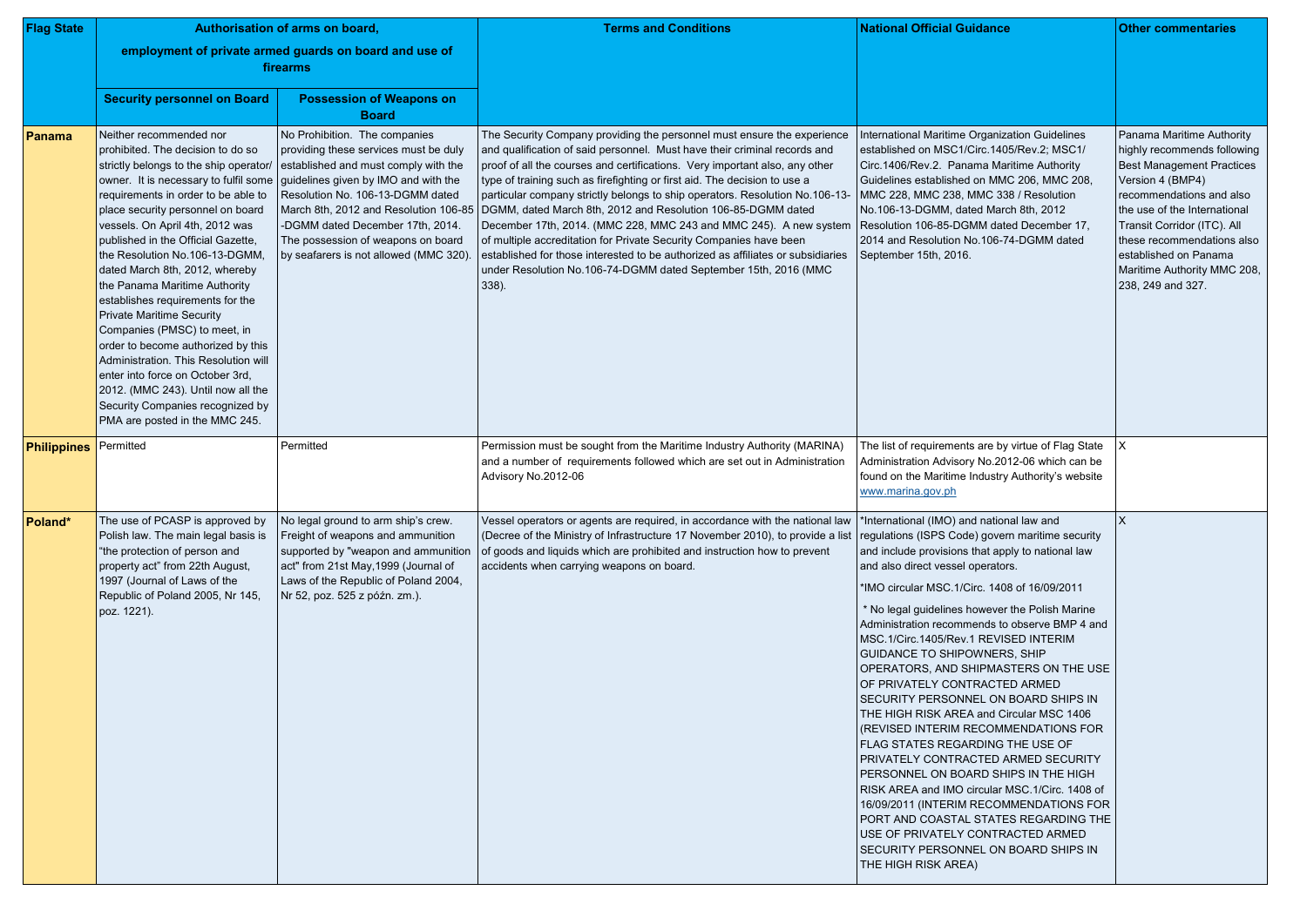| Flag State | Authorisation of arms on board, employment of private armed guards on board and use of firearms | | Terms and Conditions | National Official Guidance | Other commentaries |
|---|---|---|---|---|---|
| | Security personnel on Board | Possession of Weapons on Board | | | |
| **Panama** | Neither recommended nor prohibited. The decision to do so strictly belongs to the ship operator/ owner. It is necessary to fulfil some requirements in order to be able to place security personnel on board vessels. On April 4th, 2012 was published in the Official Gazette, the Resolution No.106-13-DGMM, dated March 8th, 2012, whereby the Panama Maritime Authority establishes requirements for the Private Maritime Security Companies (PMSC) to meet, in order to become authorized by this Administration. This Resolution will enter into force on October 3rd, 2012. (MMC 243). Until now all the Security Companies recognized by PMA are posted in the MMC 245. | No Prohibition. The companies providing these services must be duly established and must comply with the guidelines given by IMO and with the Resolution No. 106-13-DGMM dated March 8th, 2012 and Resolution 106-85 -DGMM dated December 17th, 2014. The possession of weapons on board by seafarers is not allowed (MMC 320). | The Security Company providing the personnel must ensure the experience and qualification of said personnel. Must have their criminal records and proof of all the courses and certifications. Very important also, any other type of training such as firefighting or first aid. The decision to use a particular company strictly belongs to ship operators. Resolution No.106-13-DGMM, dated March 8th, 2012 and Resolution 106-85-DGMM dated December 17th, 2014. (MMC 228, MMC 243 and MMC 245). A new system of multiple accreditation for Private Security Companies have been established for those interested to be authorized as affiliates or subsidiaries under Resolution No.106-74-DGMM dated September 15th, 2016 (MMC 338). | International Maritime Organization Guidelines established on MSC1/Circ.1405/Rev.2; MSC1/ Circ.1406/Rev.2. Panama Maritime Authority Guidelines established on MMC 206, MMC 208, MMC 228, MMC 238, MMC 338 / Resolution No.106-13-DGMM, dated March 8th, 2012 Resolution 106-85-DGMM dated December 17, 2014 and Resolution No.106-74-DGMM dated September 15th, 2016. | Panama Maritime Authority highly recommends following Best Management Practices Version 4 (BMP4) recommendations and also the use of the International Transit Corridor (ITC). All these recommendations also established on Panama Maritime Authority MMC 208, 238, 249 and 327. |
| **Philippines** | Permitted | Permitted | Permission must be sought from the Maritime Industry Authority (MARINA) and a number of requirements followed which are set out in Administration Advisory No.2012-06 | The list of requirements are by virtue of Flag State Administration Advisory No.2012-06 which can be found on the Maritime Industry Authority's website www.marina.gov.ph | X |
| **Poland*** | The use of PCASP is approved by Polish law. The main legal basis is "the protection of person and property act" from 22th August, 1997 (Journal of Laws of the Republic of Poland 2005, Nr 145, poz. 1221). | No legal ground to arm ship's crew. Freight of weapons and ammunition supported by "weapon and ammunition act" from 21st May,1999 (Journal of Laws of the Republic of Poland 2004, Nr 52, poz. 525 z późn. zm.). | Vessel operators or agents are required, in accordance with the national law (Decree of the Ministry of Infrastructure 17 November 2010), to provide a list of goods and liquids which are prohibited and instruction how to prevent accidents when carrying weapons on board. | *International (IMO) and national law and regulations (ISPS Code) govern maritime security and include provisions that apply to national law and also direct vessel operators.<br><br>*IMO circular MSC.1/Circ. 1408 of 16/09/2011<br><br>* No legal guidelines however the Polish Marine Administration recommends to observe BMP 4 and MSC.1/Circ.1405/Rev.1 REVISED INTERIM GUIDANCE TO SHIPOWNERS, SHIP OPERATORS, AND SHIPMASTERS ON THE USE OF PRIVATELY CONTRACTED ARMED SECURITY PERSONNEL ON BOARD SHIPS IN THE HIGH RISK AREA and Circular MSC 1406 (REVISED INTERIM RECOMMENDATIONS FOR FLAG STATES REGARDING THE USE OF PRIVATELY CONTRACTED ARMED SECURITY PERSONNEL ON BOARD SHIPS IN THE HIGH RISK AREA and IMO circular MSC.1/Circ. 1408 of 16/09/2011 (INTERIM RECOMMENDATIONS FOR PORT AND COASTAL STATES REGARDING THE USE OF PRIVATELY CONTRACTED ARMED SECURITY PERSONNEL ON BOARD SHIPS IN THE HIGH RISK AREA) | X |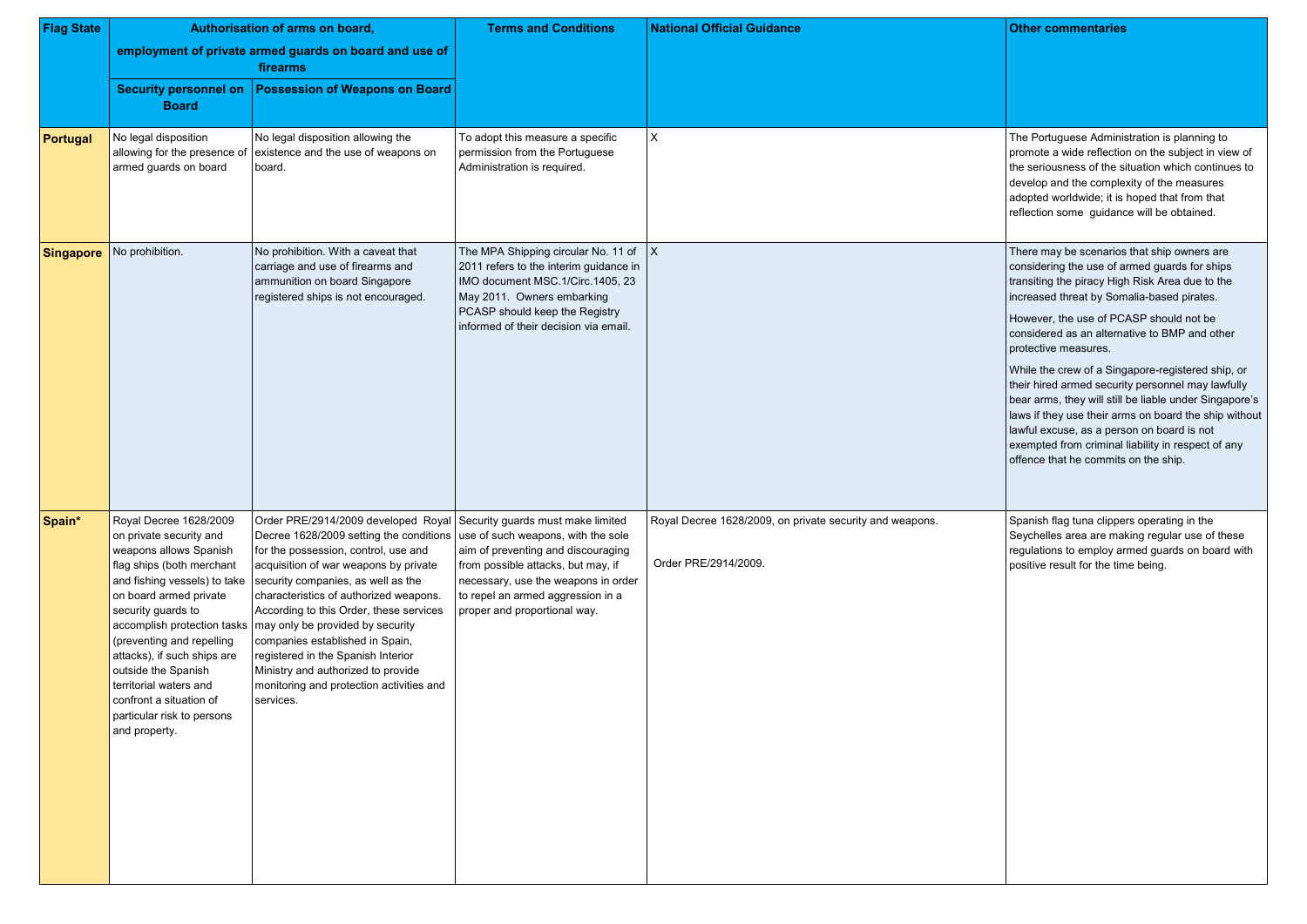| Flag State | Authorisation of arms on board, employment of private armed guards on board and use of firearms | | Terms and Conditions | National Official Guidance | Other commentaries |
|---|---|---|---|---|---|
| | Security personnel on Board | Possession of Weapons on Board | | | |
| **Portugal** | No legal disposition allowing for the presence of armed guards on board | No legal disposition allowing the existence and the use of weapons on board. | To adopt this measure a specific permission from the Portuguese Administration is required. | X | The Portuguese Administration is planning to promote a wide reflection on the subject in view of the seriousness of the situation which continues to develop and the complexity of the measures adopted worldwide; it is hoped that from that reflection some guidance will be obtained. |
| **Singapore** | No prohibition. | No prohibition. With a caveat that carriage and use of firearms and ammunition on board Singapore registered ships is not encouraged. | The MPA Shipping circular No. 11 of 2011 refers to the interim guidance in IMO document MSC.1/Circ.1405, 23 May 2011. Owners embarking PCASP should keep the Registry informed of their decision via email. | X | There may be scenarios that ship owners are considering the use of armed guards for ships transiting the piracy High Risk Area due to the increased threat by Somalia-based pirates.<br><br>However, the use of PCASP should not be considered as an alternative to BMP and other protective measures.<br><br>While the crew of a Singapore-registered ship, or their hired armed security personnel may lawfully bear arms, they will still be liable under Singapore's laws if they use their arms on board the ship without lawful excuse, as a person on board is not exempted from criminal liability in respect of any offence that he commits on the ship. |
| **Spain*** | Royal Decree 1628/2009 on private security and weapons allows Spanish flag ships (both merchant and fishing vessels) to take on board armed private security guards to accomplish protection tasks (preventing and repelling attacks), if such ships are outside the Spanish territorial waters and confront a situation of particular risk to persons and property. | Order PRE/2914/2009 developed Royal Decree 1628/2009 setting the conditions for the possession, control, use and acquisition of war weapons by private security companies, as well as the characteristics of authorized weapons. According to this Order, these services may only be provided by security companies established in Spain, registered in the Spanish Interior Ministry and authorized to provide monitoring and protection activities and services. | Security guards must make limited use of such weapons, with the sole aim of preventing and discouraging from possible attacks, but may, if necessary, use the weapons in order to repel an armed aggression in a proper and proportional way. | Royal Decree 1628/2009, on private security and weapons.<br><br>Order PRE/2914/2009. | Spanish flag tuna clippers operating in the Seychelles area are making regular use of these regulations to employ armed guards on board with positive result for the time being. |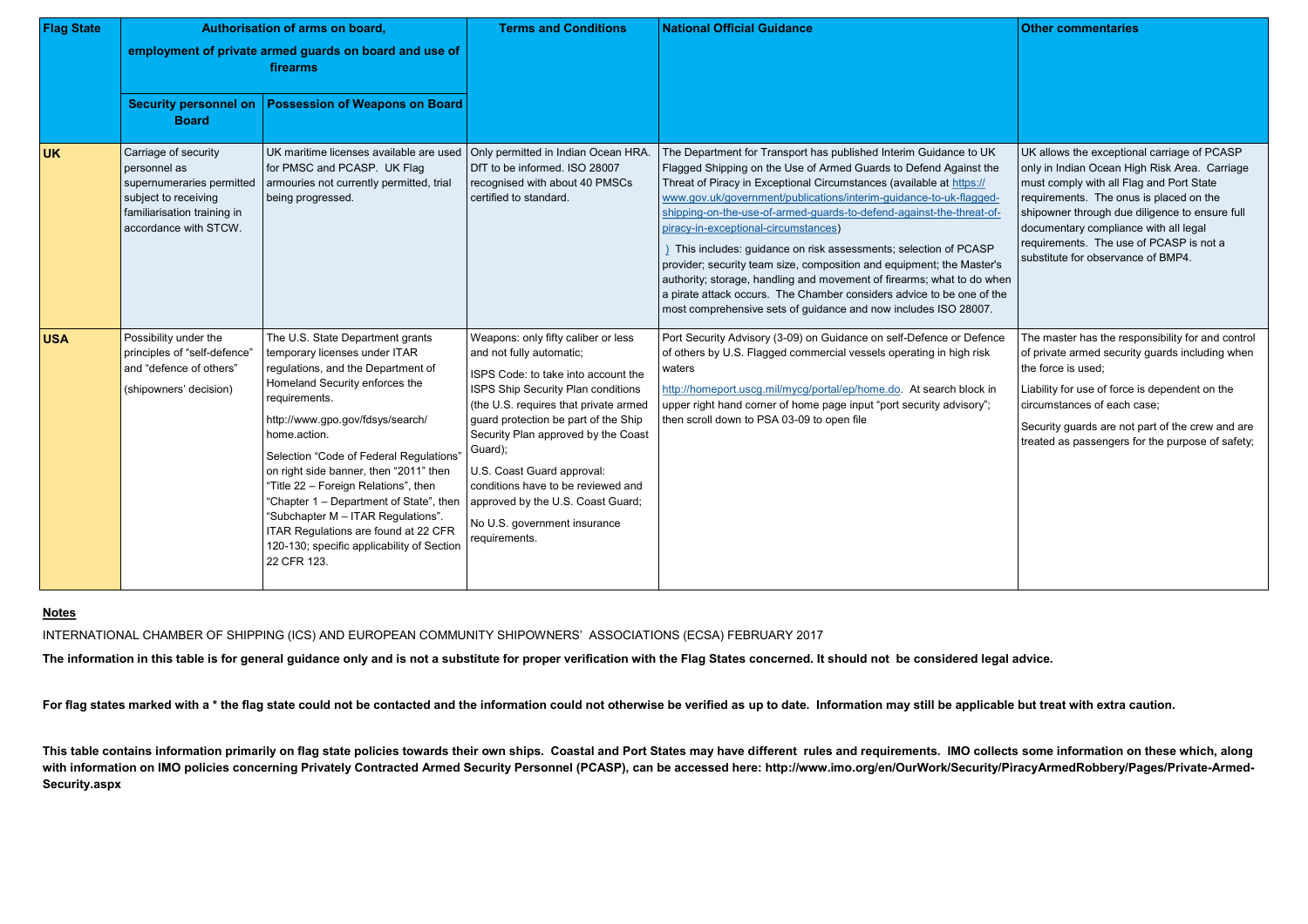| Flag State | Authorisation of arms on board, employment of private armed guards on board and use of firearms | | Terms and Conditions | National Official Guidance | Other commentaries |
|---|---|---|---|---|---|
| | Security personnel on Board | Possession of Weapons on Board | | | |
| **UK** | Carriage of security personnel as supernumeraries permitted subject to receiving familiarisation training in accordance with STCW. | UK maritime licenses available are used for PMSC and PCASP. UK Flag armouries not currently permitted, trial being progressed. | Only permitted in Indian Ocean HRA. DfT to be informed. ISO 28007 recognised with about 40 PMSCs certified to standard. | The Department for Transport has published Interim Guidance to UK Flagged Shipping on the Use of Armed Guards to Defend Against the Threat of Piracy in Exceptional Circumstances (available at https://www.gov.uk/government/publications/interim-guidance-to-uk-flagged-shipping-on-the-use-of-armed-guards-to-defend-against-the-threat-of-piracy-in-exceptional-circumstances) ) This includes: guidance on risk assessments; selection of PCASP provider; security team size, composition and equipment; the Master's authority; storage, handling and movement of firearms; what to do when a pirate attack occurs. The Chamber considers advice to be one of the most comprehensive sets of guidance and now includes ISO 28007. | UK allows the exceptional carriage of PCASP only in Indian Ocean High Risk Area. Carriage must comply with all Flag and Port State requirements. The onus is placed on the shipowner through due diligence to ensure full documentary compliance with all legal requirements. The use of PCASP is not a substitute for observance of BMP4. |
| **USA** | Possibility under the principles of "self-defence" and "defence of others" (shipowners' decision) | The U.S. State Department grants temporary licenses under ITAR regulations, and the Department of Homeland Security enforces the requirements. http://www.gpo.gov/fdsys/search/home.action. Selection "Code of Federal Regulations" on right side banner, then "2011" then "Title 22 – Foreign Relations", then "Chapter 1 – Department of State", then "Subchapter M – ITAR Regulations". ITAR Regulations are found at 22 CFR 120-130; specific applicability of Section 22 CFR 123. | Weapons: only fifty caliber or less and not fully automatic; ISPS Code: to take into account the ISPS Ship Security Plan conditions (the U.S. requires that private armed guard protection be part of the Ship Security Plan approved by the Coast Guard); U.S. Coast Guard approval: conditions have to be reviewed and approved by the U.S. Coast Guard; No U.S. government insurance requirements. | Port Security Advisory (3-09) on Guidance on self-Defence or Defence of others by U.S. Flagged commercial vessels operating in high risk waters http://homeport.uscg.mil/mycg/portal/ep/home.do. At search block in upper right hand corner of home page input "port security advisory"; then scroll down to PSA 03-09 to open file | The master has the responsibility for and control of private armed security guards including when the force is used; Liability for use of force is dependent on the circumstances of each case; Security guards are not part of the crew and are treated as passengers for the purpose of safety; |

**Notes**

INTERNATIONAL CHAMBER OF SHIPPING (ICS) AND EUROPEAN COMMUNITY SHIPOWNERS' ASSOCIATIONS (ECSA) FEBRUARY 2017

**The information in this table is for general guidance only and is not a substitute for proper verification with the Flag States concerned. It should not be considered legal advice.**

**For flag states marked with a * the flag state could not be contacted and the information could not otherwise be verified as up to date. Information may still be applicable but treat with extra caution.**

**This table contains information primarily on flag state policies towards their own ships. Coastal and Port States may have different rules and requirements. IMO collects some information on these which, along with information on IMO policies concerning Privately Contracted Armed Security Personnel (PCASP), can be accessed here: http://www.imo.org/en/OurWork/Security/PiracyArmedRobbery/Pages/Private-Armed-Security.aspx**